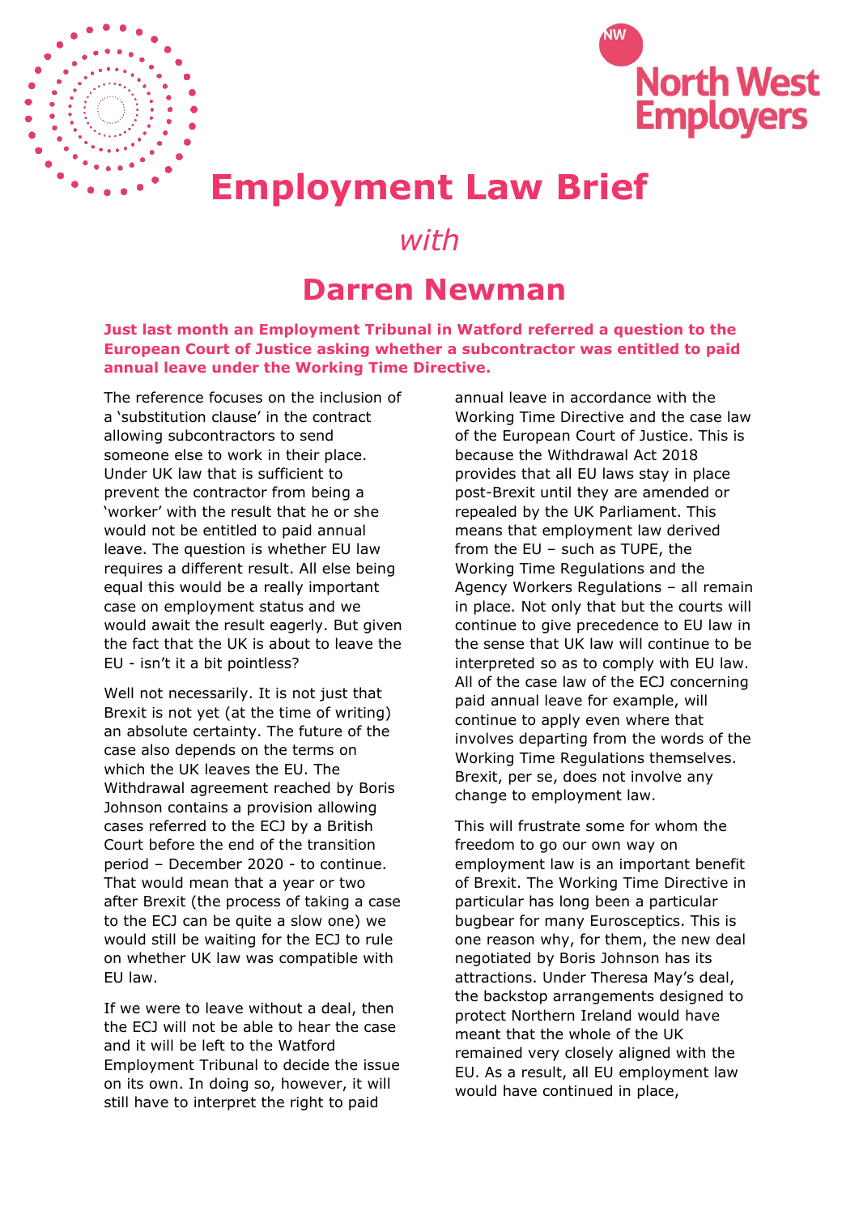North West Employers

# Employment Law Brief

*with*

## Darren Newman

**Just last month an Employment Tribunal in Watford referred a question to the European Court of Justice asking whether a subcontractor was entitled to paid annual leave under the Working Time Directive.**

The reference focuses on the inclusion of a 'substitution clause' in the contract allowing subcontractors to send someone else to work in their place. Under UK law that is sufficient to prevent the contractor from being a 'worker' with the result that he or she would not be entitled to paid annual leave. The question is whether EU law requires a different result. All else being equal this would be a really important case on employment status and we would await the result eagerly. But given the fact that the UK is about to leave the EU - isn't it a bit pointless?

Well not necessarily. It is not just that Brexit is not yet (at the time of writing) an absolute certainty. The future of the case also depends on the terms on which the UK leaves the EU. The Withdrawal agreement reached by Boris Johnson contains a provision allowing cases referred to the ECJ by a British Court before the end of the transition period – December 2020 - to continue. That would mean that a year or two after Brexit (the process of taking a case to the ECJ can be quite a slow one) we would still be waiting for the ECJ to rule on whether UK law was compatible with EU law.

If we were to leave without a deal, then the ECJ will not be able to hear the case and it will be left to the Watford Employment Tribunal to decide the issue on its own. In doing so, however, it will still have to interpret the right to paid annual leave in accordance with the Working Time Directive and the case law of the European Court of Justice. This is because the Withdrawal Act 2018 provides that all EU laws stay in place post-Brexit until they are amended or repealed by the UK Parliament. This means that employment law derived from the EU – such as TUPE, the Working Time Regulations and the Agency Workers Regulations – all remain in place. Not only that but the courts will continue to give precedence to EU law in the sense that UK law will continue to be interpreted so as to comply with EU law. All of the case law of the ECJ concerning paid annual leave for example, will continue to apply even where that involves departing from the words of the Working Time Regulations themselves. Brexit, per se, does not involve any change to employment law.

This will frustrate some for whom the freedom to go our own way on employment law is an important benefit of Brexit. The Working Time Directive in particular has long been a particular bugbear for many Eurosceptics. This is one reason why, for them, the new deal negotiated by Boris Johnson has its attractions. Under Theresa May's deal, the backstop arrangements designed to protect Northern Ireland would have meant that the whole of the UK remained very closely aligned with the EU. As a result, all EU employment law would have continued in place,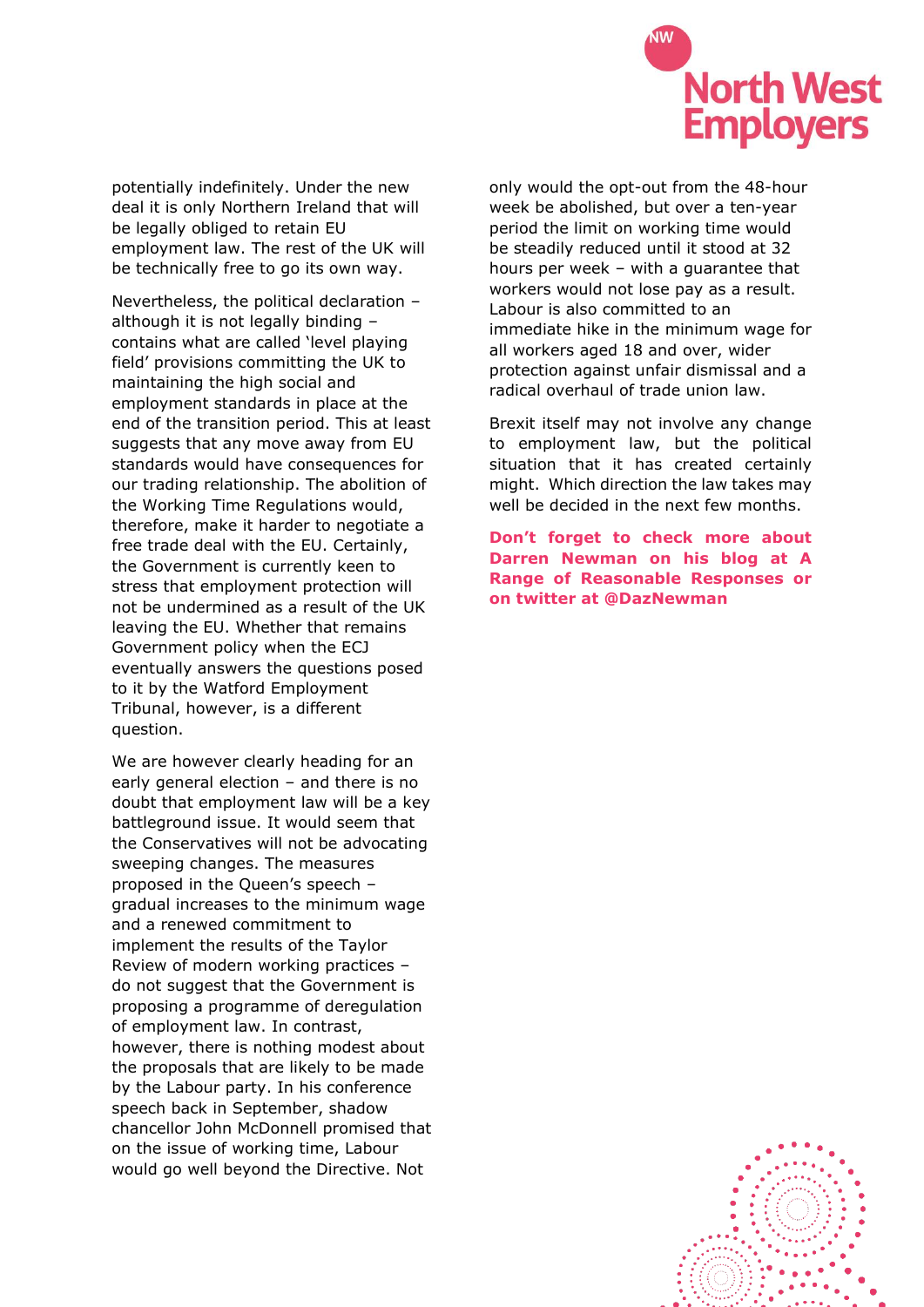potentially indefinitely. Under the new deal it is only Northern Ireland that will be legally obliged to retain EU employment law. The rest of the UK will be technically free to go its own way.

Nevertheless, the political declaration – although it is not legally binding – contains what are called 'level playing field' provisions committing the UK to maintaining the high social and employment standards in place at the end of the transition period. This at least suggests that any move away from EU standards would have consequences for our trading relationship. The abolition of the Working Time Regulations would, therefore, make it harder to negotiate a free trade deal with the EU. Certainly, the Government is currently keen to stress that employment protection will not be undermined as a result of the UK leaving the EU. Whether that remains Government policy when the ECJ eventually answers the questions posed to it by the Watford Employment Tribunal, however, is a different question.

We are however clearly heading for an early general election – and there is no doubt that employment law will be a key battleground issue. It would seem that the Conservatives will not be advocating sweeping changes. The measures proposed in the Queen's speech – gradual increases to the minimum wage and a renewed commitment to implement the results of the Taylor Review of modern working practices – do not suggest that the Government is proposing a programme of deregulation of employment law. In contrast, however, there is nothing modest about the proposals that are likely to be made by the Labour party. In his conference speech back in September, shadow chancellor John McDonnell promised that on the issue of working time, Labour would go well beyond the Directive. Not only would the opt-out from the 48-hour week be abolished, but over a ten-year period the limit on working time would be steadily reduced until it stood at 32 hours per week – with a guarantee that workers would not lose pay as a result. Labour is also committed to an immediate hike in the minimum wage for all workers aged 18 and over, wider protection against unfair dismissal and a radical overhaul of trade union law.

Brexit itself may not involve any change to employment law, but the political situation that it has created certainly might. Which direction the law takes may well be decided in the next few months.

**Don't forget to check more about Darren Newman on his blog at A Range of Reasonable Responses or on twitter at @DazNewman**